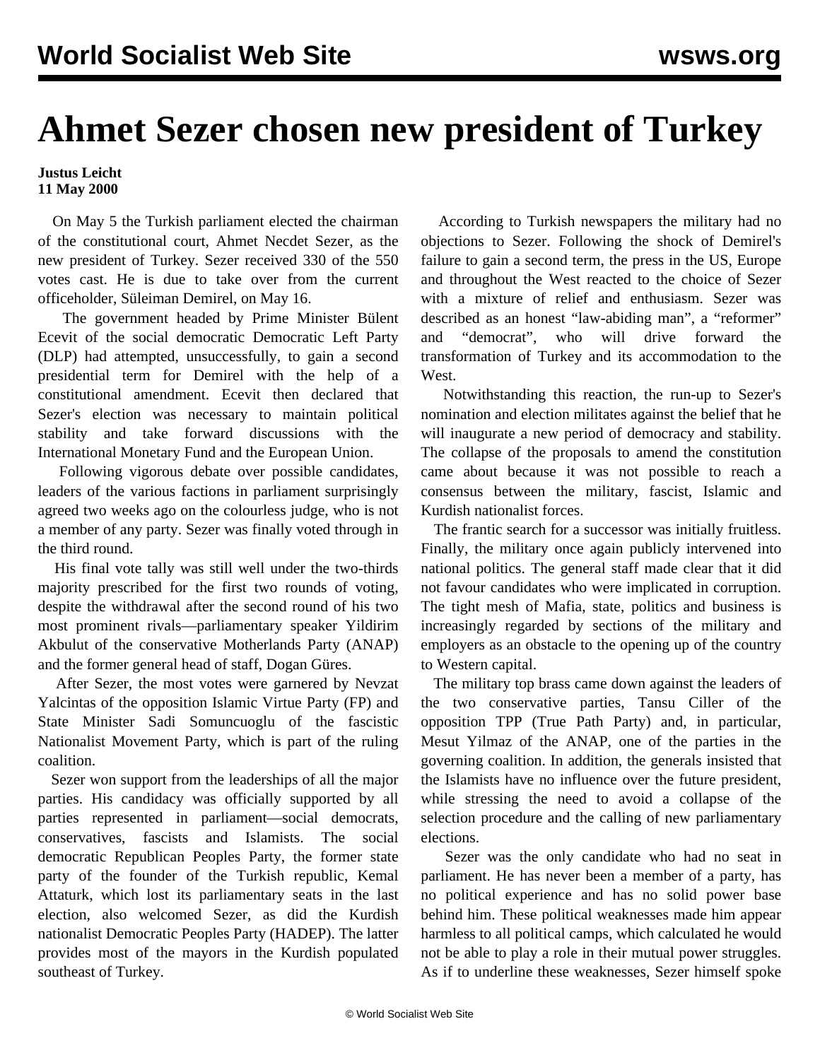# Ahmet Sezer chosen new president of Turkey

**Justus Leicht**
**11 May 2000**

On May 5 the Turkish parliament elected the chairman of the constitutional court, Ahmet Necdet Sezer, as the new president of Turkey. Sezer received 330 of the 550 votes cast. He is due to take over from the current officeholder, Süleiman Demirel, on May 16.

The government headed by Prime Minister Bülent Ecevit of the social democratic Democratic Left Party (DLP) had attempted, unsuccessfully, to gain a second presidential term for Demirel with the help of a constitutional amendment. Ecevit then declared that Sezer's election was necessary to maintain political stability and take forward discussions with the International Monetary Fund and the European Union.

Following vigorous debate over possible candidates, leaders of the various factions in parliament surprisingly agreed two weeks ago on the colourless judge, who is not a member of any party. Sezer was finally voted through in the third round.

His final vote tally was still well under the two-thirds majority prescribed for the first two rounds of voting, despite the withdrawal after the second round of his two most prominent rivals—parliamentary speaker Yildirim Akbulut of the conservative Motherlands Party (ANAP) and the former general head of staff, Dogan Güres.

After Sezer, the most votes were garnered by Nevzat Yalcintas of the opposition Islamic Virtue Party (FP) and State Minister Sadi Somuncuoglu of the fascistic Nationalist Movement Party, which is part of the ruling coalition.

Sezer won support from the leaderships of all the major parties. His candidacy was officially supported by all parties represented in parliament—social democrats, conservatives, fascists and Islamists. The social democratic Republican Peoples Party, the former state party of the founder of the Turkish republic, Kemal Attaturk, which lost its parliamentary seats in the last election, also welcomed Sezer, as did the Kurdish nationalist Democratic Peoples Party (HADEP). The latter provides most of the mayors in the Kurdish populated southeast of Turkey.

According to Turkish newspapers the military had no objections to Sezer. Following the shock of Demirel's failure to gain a second term, the press in the US, Europe and throughout the West reacted to the choice of Sezer with a mixture of relief and enthusiasm. Sezer was described as an honest "law-abiding man", a "reformer" and "democrat", who will drive forward the transformation of Turkey and its accommodation to the West.

Notwithstanding this reaction, the run-up to Sezer's nomination and election militates against the belief that he will inaugurate a new period of democracy and stability. The collapse of the proposals to amend the constitution came about because it was not possible to reach a consensus between the military, fascist, Islamic and Kurdish nationalist forces.

The frantic search for a successor was initially fruitless. Finally, the military once again publicly intervened into national politics. The general staff made clear that it did not favour candidates who were implicated in corruption. The tight mesh of Mafia, state, politics and business is increasingly regarded by sections of the military and employers as an obstacle to the opening up of the country to Western capital.

The military top brass came down against the leaders of the two conservative parties, Tansu Ciller of the opposition TPP (True Path Party) and, in particular, Mesut Yilmaz of the ANAP, one of the parties in the governing coalition. In addition, the generals insisted that the Islamists have no influence over the future president, while stressing the need to avoid a collapse of the selection procedure and the calling of new parliamentary elections.

Sezer was the only candidate who had no seat in parliament. He has never been a member of a party, has no political experience and has no solid power base behind him. These political weaknesses made him appear harmless to all political camps, which calculated he would not be able to play a role in their mutual power struggles. As if to underline these weaknesses, Sezer himself spoke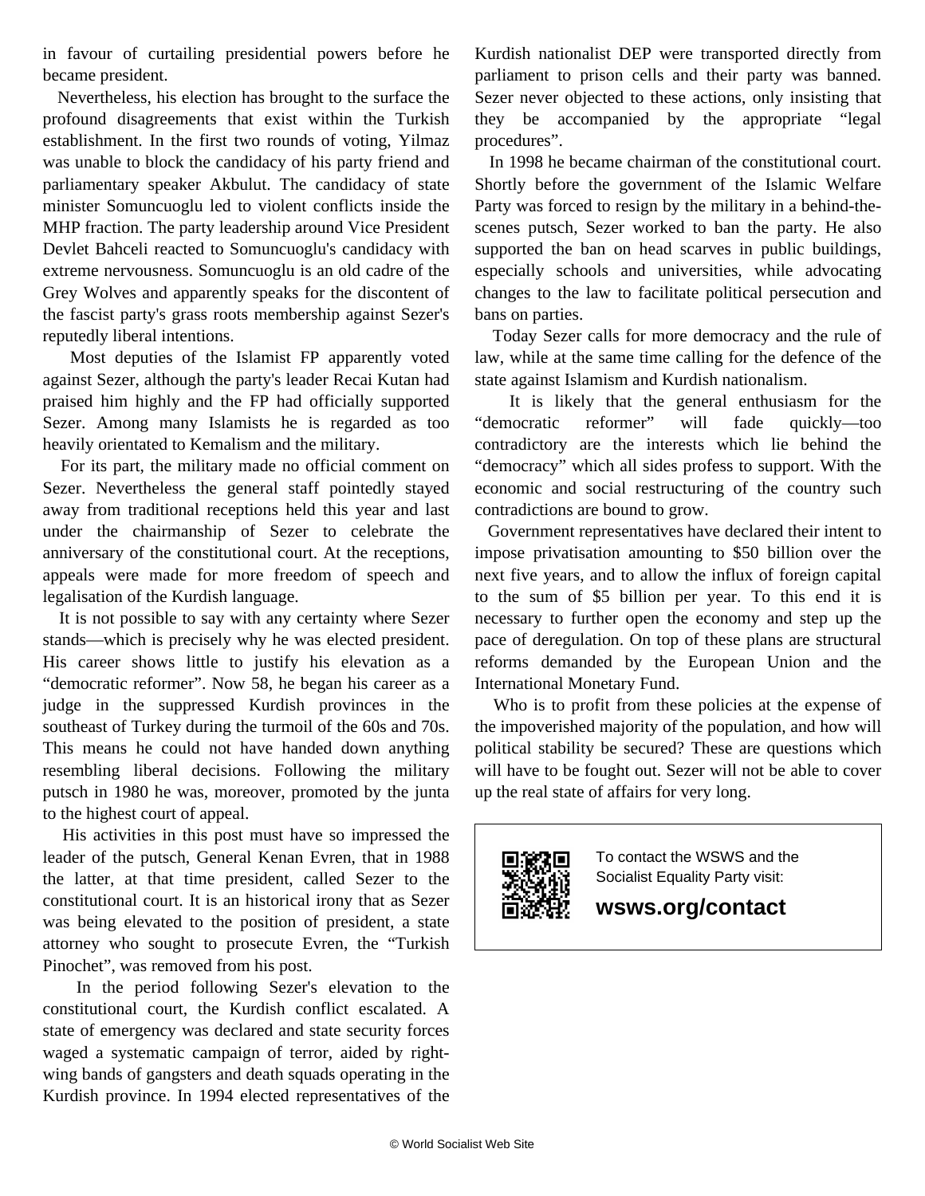in favour of curtailing presidential powers before he became president.

Nevertheless, his election has brought to the surface the profound disagreements that exist within the Turkish establishment. In the first two rounds of voting, Yilmaz was unable to block the candidacy of his party friend and parliamentary speaker Akbulut. The candidacy of state minister Somuncuoglu led to violent conflicts inside the MHP fraction. The party leadership around Vice President Devlet Bahceli reacted to Somuncuoglu's candidacy with extreme nervousness. Somuncuoglu is an old cadre of the Grey Wolves and apparently speaks for the discontent of the fascist party's grass roots membership against Sezer's reputedly liberal intentions.

Most deputies of the Islamist FP apparently voted against Sezer, although the party's leader Recai Kutan had praised him highly and the FP had officially supported Sezer. Among many Islamists he is regarded as too heavily orientated to Kemalism and the military.

For its part, the military made no official comment on Sezer. Nevertheless the general staff pointedly stayed away from traditional receptions held this year and last under the chairmanship of Sezer to celebrate the anniversary of the constitutional court. At the receptions, appeals were made for more freedom of speech and legalisation of the Kurdish language.

It is not possible to say with any certainty where Sezer stands—which is precisely why he was elected president. His career shows little to justify his elevation as a "democratic reformer". Now 58, he began his career as a judge in the suppressed Kurdish provinces in the southeast of Turkey during the turmoil of the 60s and 70s. This means he could not have handed down anything resembling liberal decisions. Following the military putsch in 1980 he was, moreover, promoted by the junta to the highest court of appeal.

His activities in this post must have so impressed the leader of the putsch, General Kenan Evren, that in 1988 the latter, at that time president, called Sezer to the constitutional court. It is an historical irony that as Sezer was being elevated to the position of president, a state attorney who sought to prosecute Evren, the "Turkish Pinochet", was removed from his post.

In the period following Sezer's elevation to the constitutional court, the Kurdish conflict escalated. A state of emergency was declared and state security forces waged a systematic campaign of terror, aided by right-wing bands of gangsters and death squads operating in the Kurdish province. In 1994 elected representatives of the Kurdish nationalist DEP were transported directly from parliament to prison cells and their party was banned. Sezer never objected to these actions, only insisting that they be accompanied by the appropriate "legal procedures".

In 1998 he became chairman of the constitutional court. Shortly before the government of the Islamic Welfare Party was forced to resign by the military in a behind-the-scenes putsch, Sezer worked to ban the party. He also supported the ban on head scarves in public buildings, especially schools and universities, while advocating changes to the law to facilitate political persecution and bans on parties.

Today Sezer calls for more democracy and the rule of law, while at the same time calling for the defence of the state against Islamism and Kurdish nationalism.

It is likely that the general enthusiasm for the "democratic reformer" will fade quickly—too contradictory are the interests which lie behind the "democracy" which all sides profess to support. With the economic and social restructuring of the country such contradictions are bound to grow.

Government representatives have declared their intent to impose privatisation amounting to $50 billion over the next five years, and to allow the influx of foreign capital to the sum of $5 billion per year. To this end it is necessary to further open the economy and step up the pace of deregulation. On top of these plans are structural reforms demanded by the European Union and the International Monetary Fund.

Who is to profit from these policies at the expense of the impoverished majority of the population, and how will political stability be secured? These are questions which will have to be fought out. Sezer will not be able to cover up the real state of affairs for very long.

To contact the WSWS and the Socialist Equality Party visit:

**wsws.org/contact**